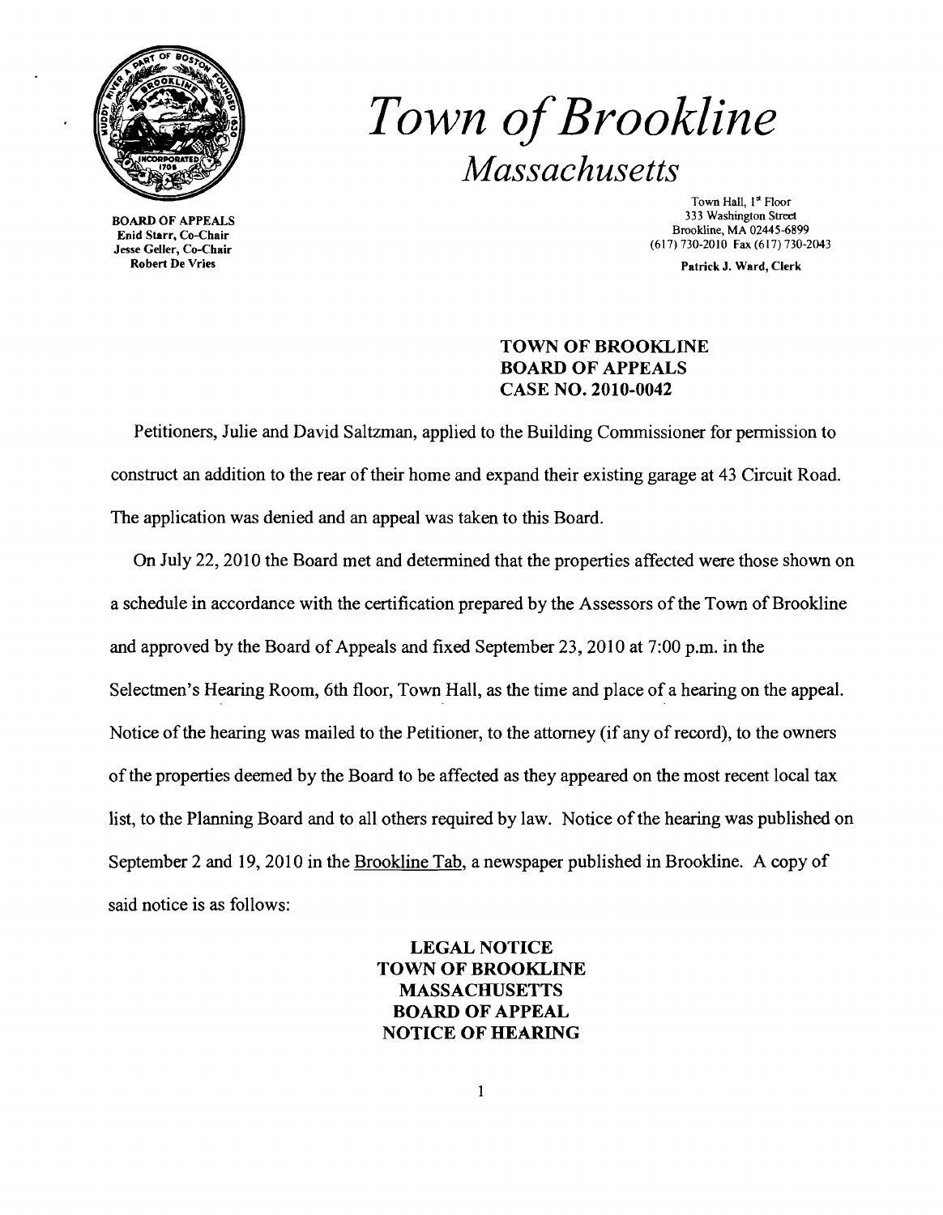# *Town of Brookline*

*Massachusetts*

BOARD OF APPEALS
Enid Starr, Co-Chair
Jesse Geller, Co-Chair
Robert De Vries

Town Hall, 1st Floor
333 Washington Street
Brookline, MA 02445-6899
(617) 730-2010 Fax (617) 730-2043

Patrick J. Ward, Clerk

**TOWN OF BROOKLINE**
**BOARD OF APPEALS**
**CASE NO. 2010-0042**

Petitioners, Julie and David Saltzman, applied to the Building Commissioner for permission to construct an addition to the rear of their home and expand their existing garage at 43 Circuit Road. The application was denied and an appeal was taken to this Board.

On July 22, 2010 the Board met and determined that the properties affected were those shown on a schedule in accordance with the certification prepared by the Assessors of the Town of Brookline and approved by the Board of Appeals and fixed September 23, 2010 at 7:00 p.m. in the Selectmen's Hearing Room, 6th floor, Town Hall, as the time and place of a hearing on the appeal. Notice of the hearing was mailed to the Petitioner, to the attorney (if any of record), to the owners of the properties deemed by the Board to be affected as they appeared on the most recent local tax list, to the Planning Board and to all others required by law. Notice of the hearing was published on September 2 and 19, 2010 in the Brookline Tab, a newspaper published in Brookline. A copy of said notice is as follows:

**LEGAL NOTICE**
**TOWN OF BROOKLINE**
**MASSACHUSETTS**
**BOARD OF APPEAL**
**NOTICE OF HEARING**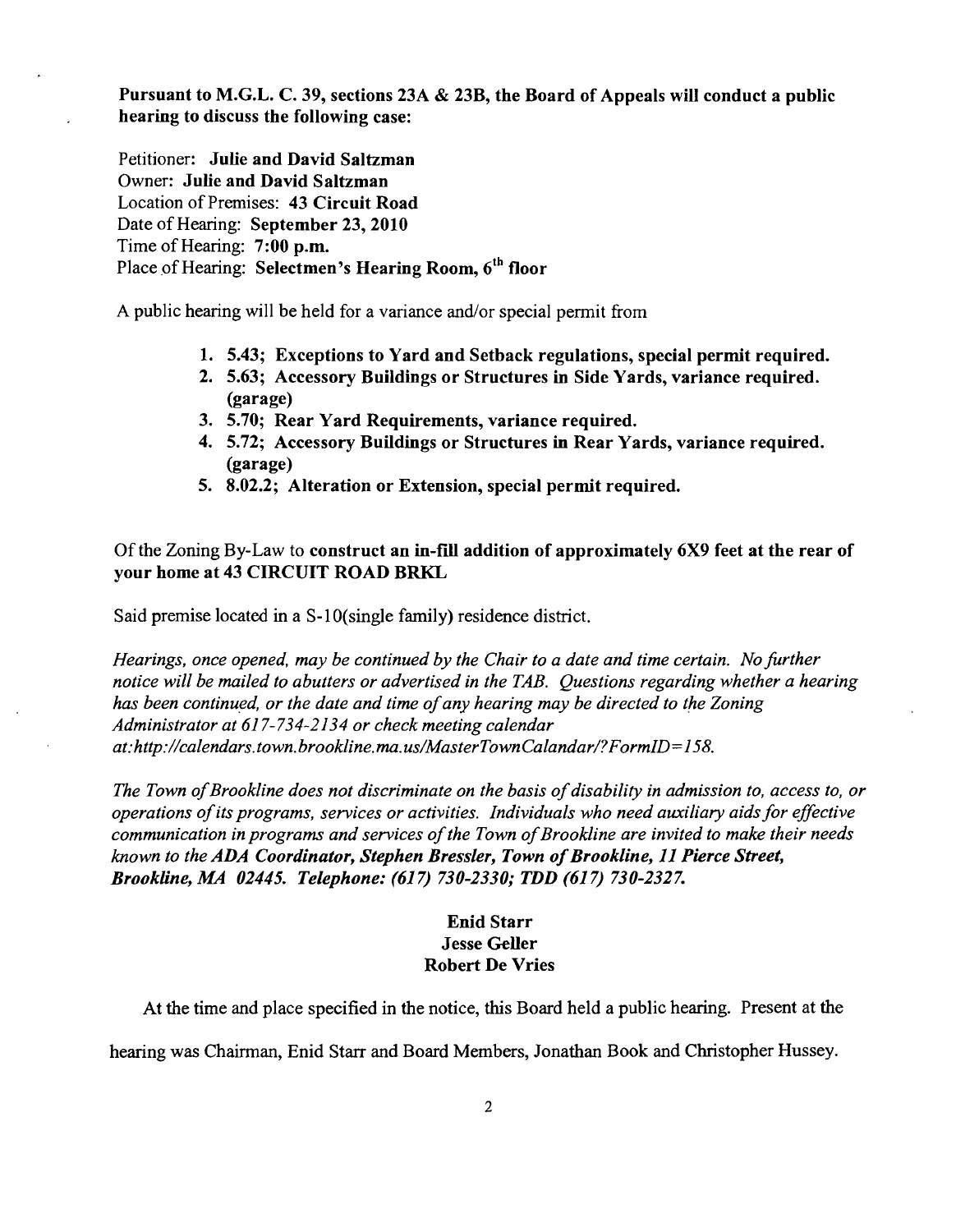**Pursuant to M.G.L. C. 39, sections 23A & 23B, the Board of Appeals will conduct a public hearing to discuss the following case:**

Petitioner: **Julie and David Saltzman**
Owner: **Julie and David Saltzman**
Location of Premises: **43 Circuit Road**
Date of Hearing: **September 23, 2010**
Time of Hearing: **7:00 p.m.**
Place of Hearing: **Selectmen's Hearing Room, 6th floor**

A public hearing will be held for a variance and/or special permit from

1. **5.43; Exceptions to Yard and Setback regulations, special permit required.**
2. **5.63; Accessory Buildings or Structures in Side Yards, variance required. (garage)**
3. **5.70; Rear Yard Requirements, variance required.**
4. **5.72; Accessory Buildings or Structures in Rear Yards, variance required. (garage)**
5. **8.02.2; Alteration or Extension, special permit required.**

Of the Zoning By-Law to **construct an in-fill addition of approximately 6X9 feet at the rear of your home at 43 CIRCUIT ROAD BRKL**

Said premise located in a S-10(single family) residence district.

*Hearings, once opened, may be continued by the Chair to a date and time certain. No further notice will be mailed to abutters or advertised in the TAB. Questions regarding whether a hearing has been continued, or the date and time of any hearing may be directed to the Zoning Administrator at 617-734-2134 or check meeting calendar at: http://calendars.town.brookline.ma.us/MasterTownCalandar/?FormID=158.*

*The Town of Brookline does not discriminate on the basis of disability in admission to, access to, or operations of its programs, services or activities. Individuals who need auxiliary aids for effective communication in programs and services of the Town of Brookline are invited to make their needs known to the* ***ADA Coordinator, Stephen Bressler, Town of Brookline, 11 Pierce Street, Brookline, MA 02445. Telephone: (617) 730-2330; TDD (617) 730-2327.***

**Enid Starr**
**Jesse Geller**
**Robert De Vries**

At the time and place specified in the notice, this Board held a public hearing. Present at the hearing was Chairman, Enid Starr and Board Members, Jonathan Book and Christopher Hussey.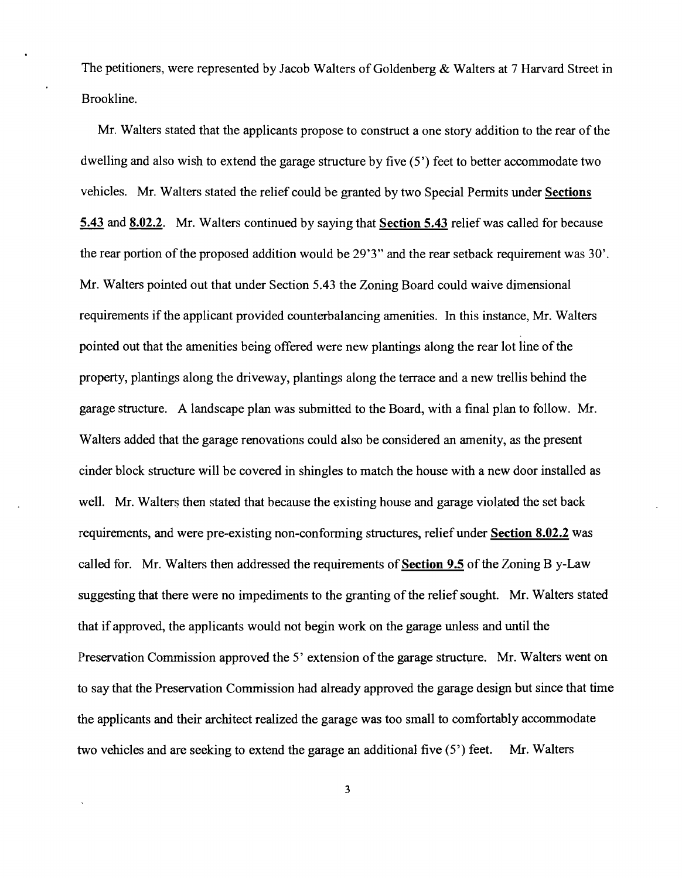The petitioners, were represented by Jacob Walters of Goldenberg & Walters at 7 Harvard Street in Brookline.

Mr. Walters stated that the applicants propose to construct a one story addition to the rear of the dwelling and also wish to extend the garage structure by five (5') feet to better accommodate two vehicles. Mr. Walters stated the relief could be granted by two Special Permits under **Sections 5.43** and **8.02.2**. Mr. Walters continued by saying that **Section 5.43** relief was called for because the rear portion of the proposed addition would be 29'3" and the rear setback requirement was 30'. Mr. Walters pointed out that under Section 5.43 the Zoning Board could waive dimensional requirements if the applicant provided counterbalancing amenities. In this instance, Mr. Walters pointed out that the amenities being offered were new plantings along the rear lot line of the property, plantings along the driveway, plantings along the terrace and a new trellis behind the garage structure. A landscape plan was submitted to the Board, with a final plan to follow. Mr. Walters added that the garage renovations could also be considered an amenity, as the present cinder block structure will be covered in shingles to match the house with a new door installed as well. Mr. Walters then stated that because the existing house and garage violated the set back requirements, and were pre-existing non-conforming structures, relief under **Section 8.02.2** was called for. Mr. Walters then addressed the requirements of **Section 9.5** of the Zoning B y-Law suggesting that there were no impediments to the granting of the relief sought. Mr. Walters stated that if approved, the applicants would not begin work on the garage unless and until the Preservation Commission approved the 5' extension of the garage structure. Mr. Walters went on to say that the Preservation Commission had already approved the garage design but since that time the applicants and their architect realized the garage was too small to comfortably accommodate two vehicles and are seeking to extend the garage an additional five (5') feet. Mr. Walters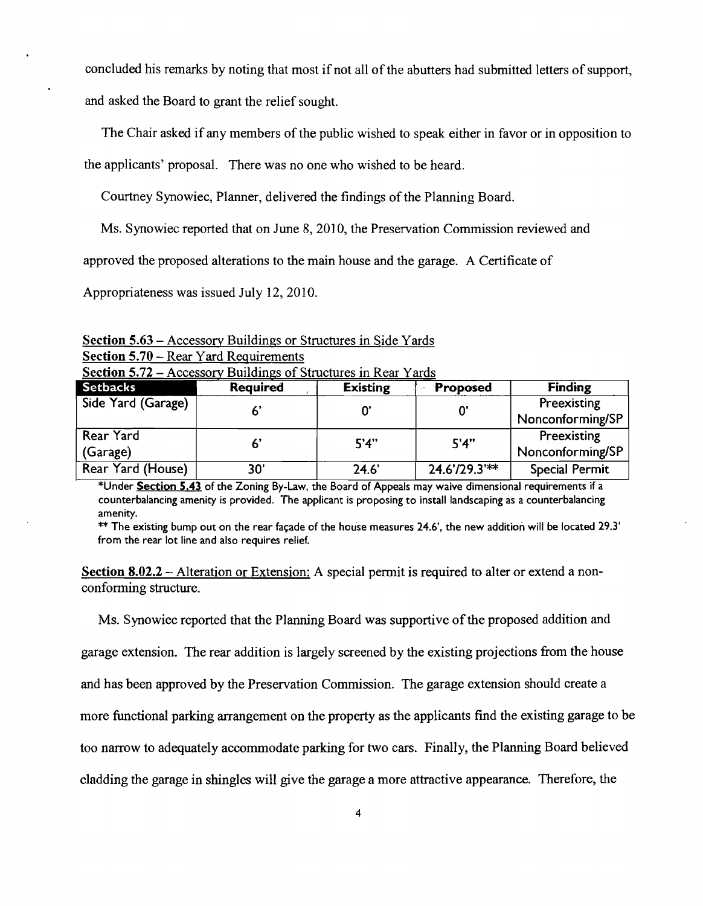concluded his remarks by noting that most if not all of the abutters had submitted letters of support, and asked the Board to grant the relief sought.

The Chair asked if any members of the public wished to speak either in favor or in opposition to the applicants' proposal. There was no one who wished to be heard.

Courtney Synowiec, Planner, delivered the findings of the Planning Board.

Ms. Synowiec reported that on June 8, 2010, the Preservation Commission reviewed and approved the proposed alterations to the main house and the garage. A Certificate of Appropriateness was issued July 12, 2010.

<u>Section 5.63</u> – Accessory Buildings or Structures in Side Yards
<u>Section 5.70</u> – Rear Yard Requirements
<u>Section 5.72</u> – Accessory Buildings of Structures in Rear Yards

| Setbacks | Required | Existing | Proposed | Finding |
|---|---|---|---|---|
| Side Yard (Garage) | 6' | 0' | 0' | Preexisting Nonconforming/SP |
| Rear Yard (Garage) | 6' | 5'4" | 5'4" | Preexisting Nonconforming/SP |
| Rear Yard (House) | 30' | 24.6' | 24.6'/29.3'** | Special Permit |

*Under **Section 5.43** of the Zoning By-Law, the Board of Appeals may waive dimensional requirements if a counterbalancing amenity is provided. The applicant is proposing to install landscaping as a counterbalancing amenity.

** The existing bump out on the rear façade of the house measures 24.6', the new addition will be located 29.3' from the rear lot line and also requires relief.

**Section 8.02.2** – Alteration or Extension: A special permit is required to alter or extend a non-conforming structure.

Ms. Synowiec reported that the Planning Board was supportive of the proposed addition and garage extension. The rear addition is largely screened by the existing projections from the house and has been approved by the Preservation Commission. The garage extension should create a more functional parking arrangement on the property as the applicants find the existing garage to be too narrow to adequately accommodate parking for two cars. Finally, the Planning Board believed cladding the garage in shingles will give the garage a more attractive appearance. Therefore, the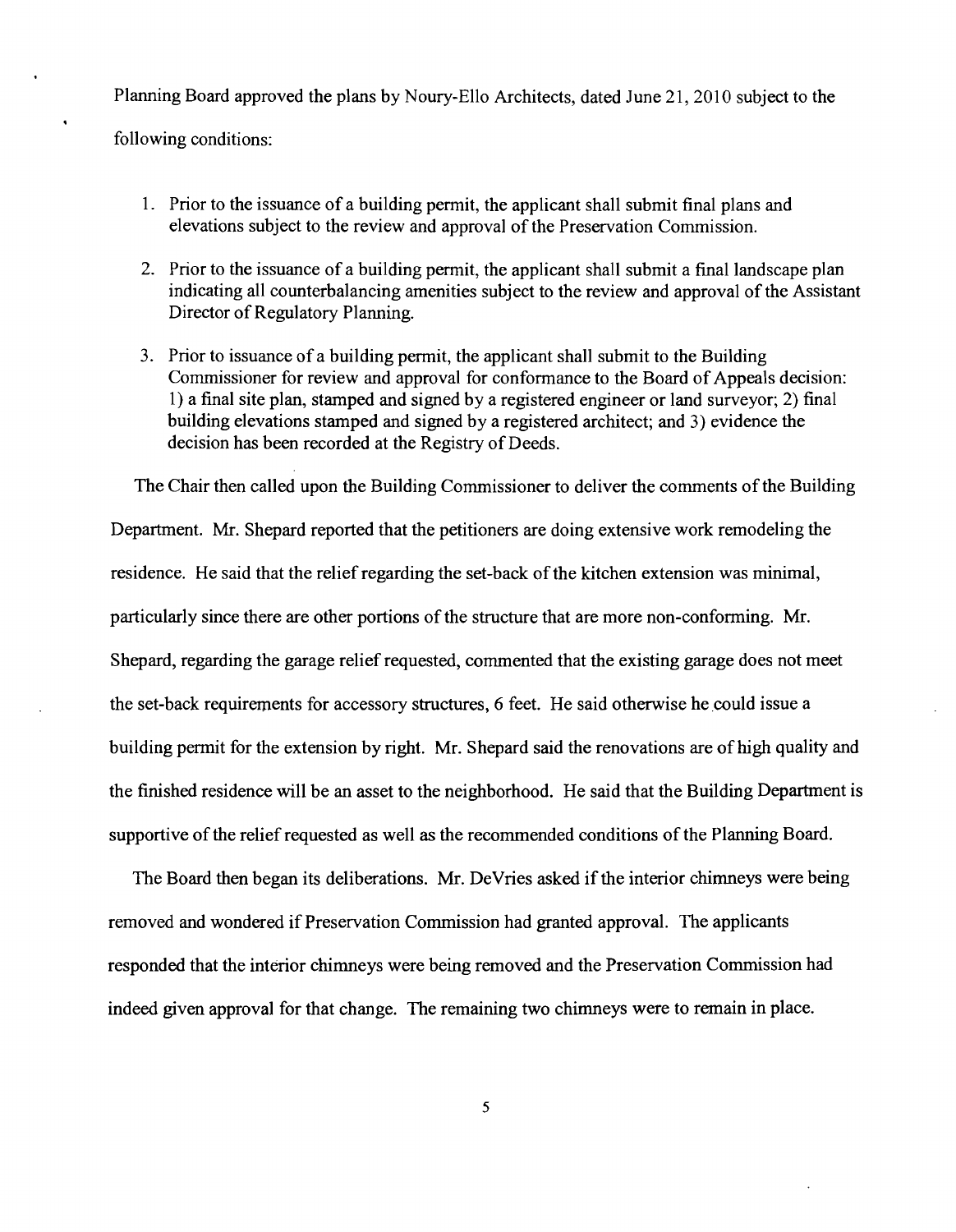Planning Board approved the plans by Noury-Ello Architects, dated June 21, 2010 subject to the following conditions:

1. Prior to the issuance of a building permit, the applicant shall submit final plans and elevations subject to the review and approval of the Preservation Commission.
2. Prior to the issuance of a building permit, the applicant shall submit a final landscape plan indicating all counterbalancing amenities subject to the review and approval of the Assistant Director of Regulatory Planning.
3. Prior to issuance of a building permit, the applicant shall submit to the Building Commissioner for review and approval for conformance to the Board of Appeals decision: 1) a final site plan, stamped and signed by a registered engineer or land surveyor; 2) final building elevations stamped and signed by a registered architect; and 3) evidence the decision has been recorded at the Registry of Deeds.

The Chair then called upon the Building Commissioner to deliver the comments of the Building Department. Mr. Shepard reported that the petitioners are doing extensive work remodeling the residence. He said that the relief regarding the set-back of the kitchen extension was minimal, particularly since there are other portions of the structure that are more non-conforming. Mr. Shepard, regarding the garage relief requested, commented that the existing garage does not meet the set-back requirements for accessory structures, 6 feet. He said otherwise he could issue a building permit for the extension by right. Mr. Shepard said the renovations are of high quality and the finished residence will be an asset to the neighborhood. He said that the Building Department is supportive of the relief requested as well as the recommended conditions of the Planning Board.

The Board then began its deliberations. Mr. DeVries asked if the interior chimneys were being removed and wondered if Preservation Commission had granted approval. The applicants responded that the interior chimneys were being removed and the Preservation Commission had indeed given approval for that change. The remaining two chimneys were to remain in place.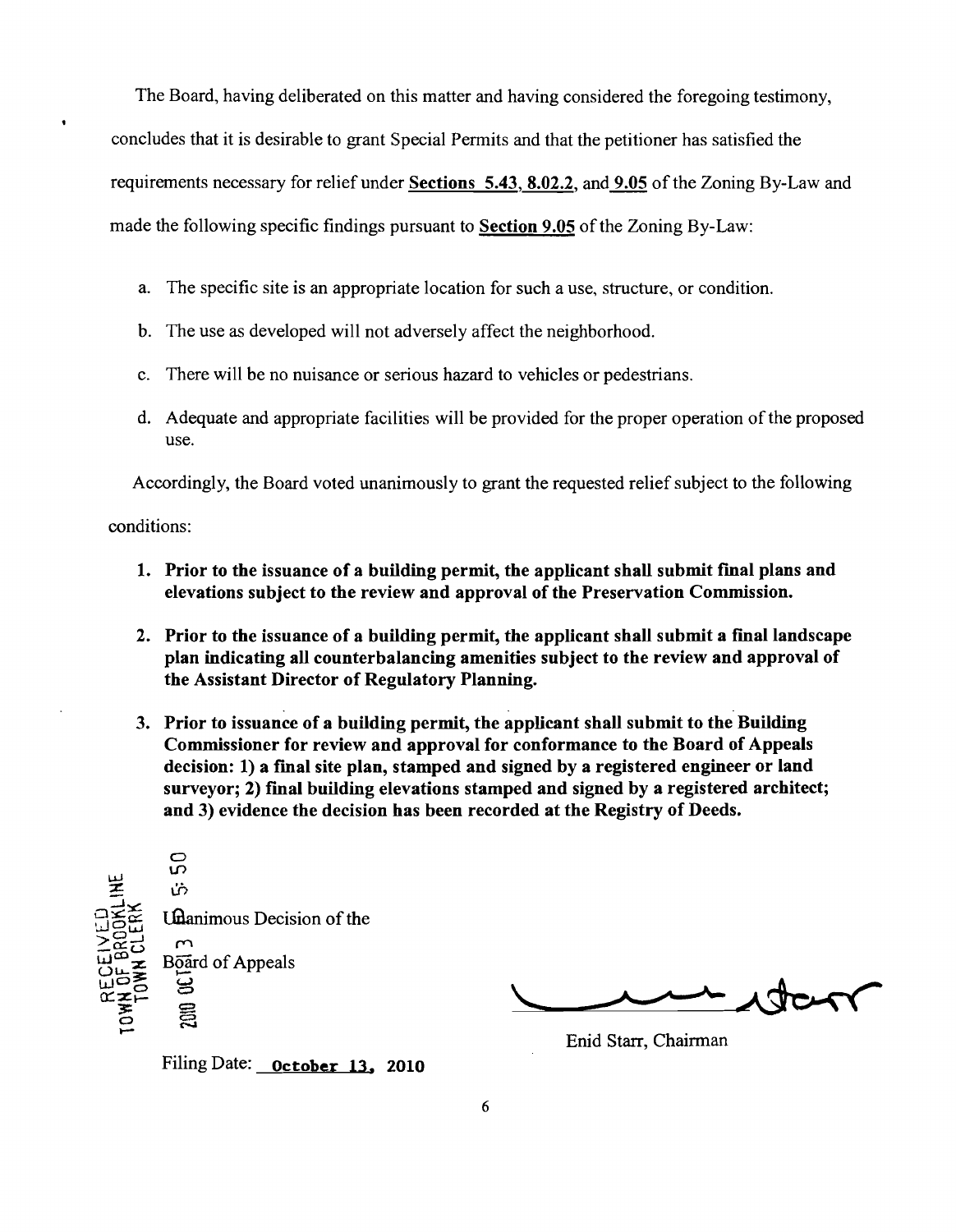The Board, having deliberated on this matter and having considered the foregoing testimony, concludes that it is desirable to grant Special Permits and that the petitioner has satisfied the requirements necessary for relief under **Sections 5.43, 8.02.2**, and **9.05** of the Zoning By-Law and made the following specific findings pursuant to **Section 9.05** of the Zoning By-Law:

a. The specific site is an appropriate location for such a use, structure, or condition.

b. The use as developed will not adversely affect the neighborhood.

c. There will be no nuisance or serious hazard to vehicles or pedestrians.

d. Adequate and appropriate facilities will be provided for the proper operation of the proposed use.

Accordingly, the Board voted unanimously to grant the requested relief subject to the following conditions:

1. **Prior to the issuance of a building permit, the applicant shall submit final plans and elevations subject to the review and approval of the Preservation Commission.**

2. **Prior to the issuance of a building permit, the applicant shall submit a final landscape plan indicating all counterbalancing amenities subject to the review and approval of the Assistant Director of Regulatory Planning.**

3. **Prior to issuance of a building permit, the applicant shall submit to the Building Commissioner for review and approval for conformance to the Board of Appeals decision: 1) a final site plan, stamped and signed by a registered engineer or land surveyor; 2) final building elevations stamped and signed by a registered architect; and 3) evidence the decision has been recorded at the Registry of Deeds.**

RECEIVED
TOWN OF BROOKLINE
TOWN CLERK
2010 OCT 13 5:50

Unanimous Decision of the
Board of Appeals

Enid Starr, Chairman

Filing Date: **October 13, 2010**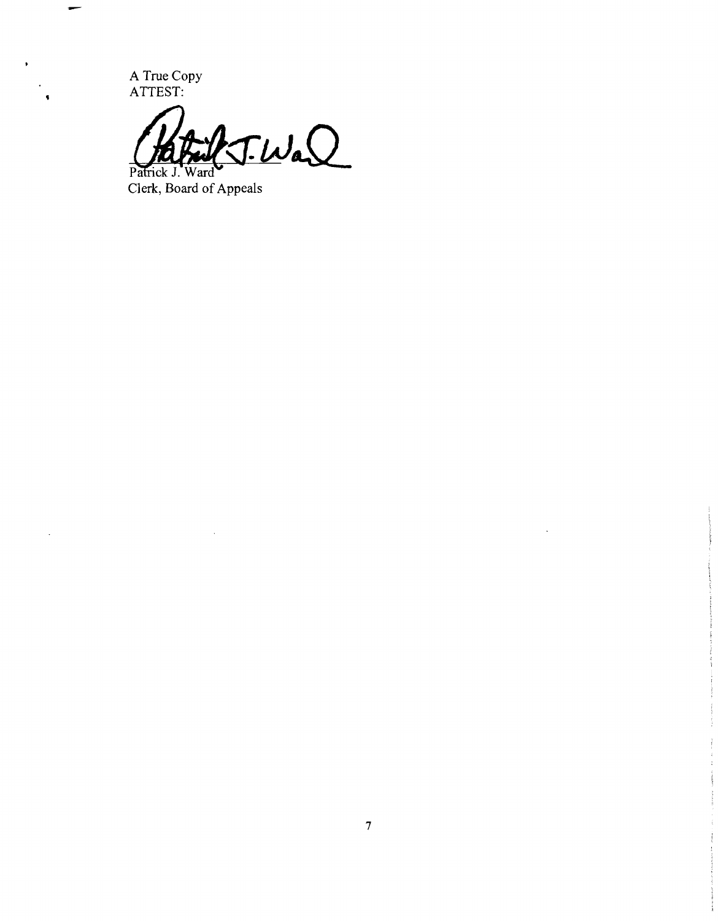A True Copy
ATTEST:

Patrick J. Ward
Clerk, Board of Appeals